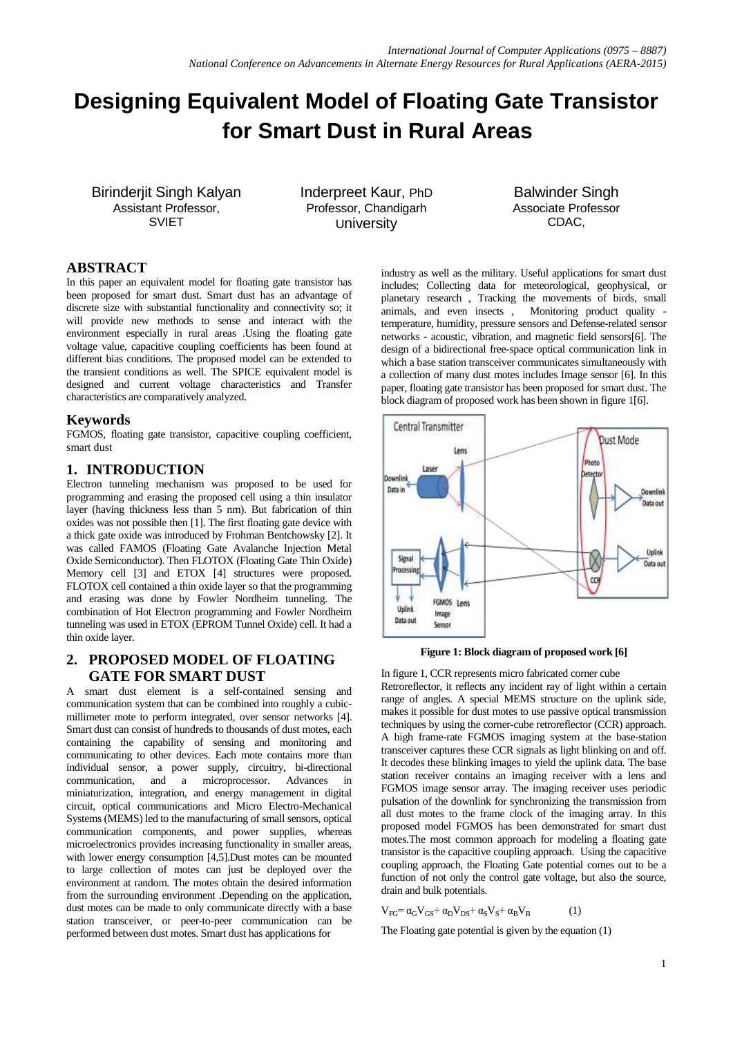# Designing Equivalent Model of Floating Gate Transistor for Smart Dust in Rural Areas

Birinderjit Singh Kalyan
Assistant Professor,
SVIET

Inderpreet Kaur, PhD
Professor, Chandigarh University

Balwinder Singh
Associate Professor
CDAC,

## ABSTRACT

In this paper an equivalent model for floating gate transistor has been proposed for smart dust. Smart dust has an advantage of discrete size with substantial functionality and connectivity so; it will provide new methods to sense and interact with the environment especially in rural areas .Using the floating gate voltage value, capacitive coupling coefficients has been found at different bias conditions. The proposed model can be extended to the transient conditions as well. The SPICE equivalent model is designed and current voltage characteristics and Transfer characteristics are comparatively analyzed.

## Keywords

FGMOS, floating gate transistor, capacitive coupling coefficient, smart dust

## 1. INTRODUCTION

Electron tunneling mechanism was proposed to be used for programming and erasing the proposed cell using a thin insulator layer (having thickness less than 5 nm). But fabrication of thin oxides was not possible then [1]. The first floating gate device with a thick gate oxide was introduced by Frohman Bentchowsky [2]. It was called FAMOS (Floating Gate Avalanche Injection Metal Oxide Semiconductor). Then FLOTOX (Floating Gate Thin Oxide) Memory cell [3] and ETOX [4] structures were proposed. FLOTOX cell contained a thin oxide layer so that the programming and erasing was done by Fowler Nordheim tunneling. The combination of Hot Electron programming and Fowler Nordheim tunneling was used in ETOX (EPROM Tunnel Oxide) cell. It had a thin oxide layer.

## 2. PROPOSED MODEL OF FLOATING GATE FOR SMART DUST

A smart dust element is a self-contained sensing and communication system that can be combined into roughly a cubic-millimeter mote to perform integrated, over sensor networks [4]. Smart dust can consist of hundreds to thousands of dust motes, each containing the capability of sensing and monitoring and communicating to other devices. Each mote contains more than individual sensor, a power supply, circuitry, bi-directional communication, and a microprocessor. Advances in miniaturization, integration, and energy management in digital circuit, optical communications and Micro Electro-Mechanical Systems (MEMS) led to the manufacturing of small sensors, optical communication components, and power supplies, whereas microelectronics provides increasing functionality in smaller areas, with lower energy consumption [4,5].Dust motes can be mounted to large collection of motes can just be deployed over the environment at random. The motes obtain the desired information from the surrounding environment .Depending on the application, dust motes can be made to only communicate directly with a base station transceiver, or peer-to-peer communication can be performed between dust motes. Smart dust has applications for industry as well as the military. Useful applications for smart dust includes; Collecting data for meteorological, geophysical, or planetary research , Tracking the movements of birds, small animals, and even insects , Monitoring product quality - temperature, humidity, pressure sensors and Defense-related sensor networks - acoustic, vibration, and magnetic field sensors[6]. The design of a bidirectional free-space optical communication link in which a base station transceiver communicates simultaneously with a collection of many dust motes includes Image sensor [6]. In this paper, floating gate transistor has been proposed for smart dust. The block diagram of proposed work has been shown in figure 1[6].

**Figure 1: Block diagram of proposed work [6]**

In figure 1, CCR represents micro fabricated corner cube Retroreflector, it reflects any incident ray of light within a certain range of angles. A special MEMS structure on the uplink side, makes it possible for dust motes to use passive optical transmission techniques by using the corner-cube retroreflector (CCR) approach. A high frame-rate FGMOS imaging system at the base-station transceiver captures these CCR signals as light blinking on and off. It decodes these blinking images to yield the uplink data. The base station receiver contains an imaging receiver with a lens and FGMOS image sensor array. The imaging receiver uses periodic pulsation of the downlink for synchronizing the transmission from all dust motes to the frame clock of the imaging array. In this proposed model FGMOS has been demonstrated for smart dust motes.The most common approach for modeling a floating gate transistor is the capacitive coupling approach. Using the capacitive coupling approach, the Floating Gate potential comes out to be a function of not only the control gate voltage, but also the source, drain and bulk potentials.

$$V_{FG} = \alpha_G V_{GS} + \alpha_D V_{DS} + \alpha_S V_S + \alpha_B V_B \qquad (1)$$

The Floating gate potential is given by the equation (1)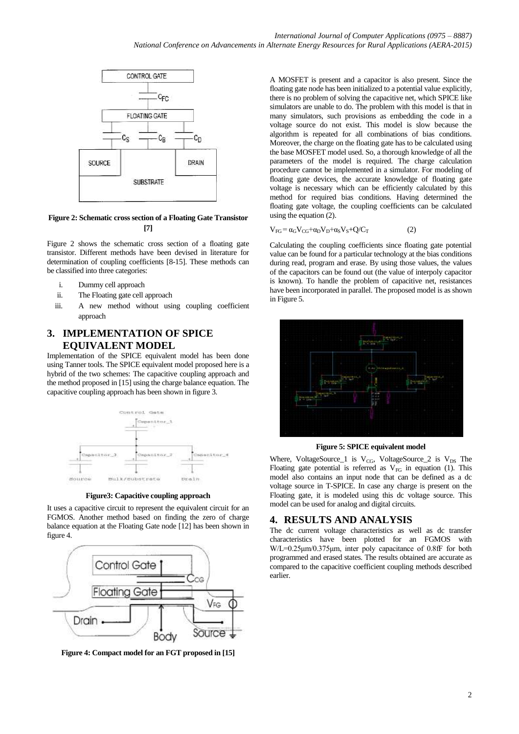Figure 2: Schematic cross section of a Floating Gate Transistor [7]

Figure 2 shows the schematic cross section of a floating gate transistor. Different methods have been devised in literature for determination of coupling coefficients [8-15]. These methods can be classified into three categories:

i. Dummy cell approach
ii. The Floating gate cell approach
iii. A new method without using coupling coefficient approach

## 3. IMPLEMENTATION OF SPICE EQUIVALENT MODEL

Implementation of the SPICE equivalent model has been done using Tanner tools. The SPICE equivalent model proposed here is a hybrid of the two schemes: The capacitive coupling approach and the method proposed in [15] using the charge balance equation. The capacitive coupling approach has been shown in figure 3.

Figure3: Capacitive coupling approach

It uses a capacitive circuit to represent the equivalent circuit for an FGMOS. Another method based on finding the zero of charge balance equation at the Floating Gate node [12] has been shown in figure 4.

Figure 4: Compact model for an FGT proposed in [15]

A MOSFET is present and a capacitor is also present. Since the floating gate node has been initialized to a potential value explicitly, there is no problem of solving the capacitive net, which SPICE like simulators are unable to do. The problem with this model is that in many simulators, such provisions as embedding the code in a voltage source do not exist. This model is slow because the algorithm is repeated for all combinations of bias conditions. Moreover, the charge on the floating gate has to be calculated using the base MOSFET model used. So, a thorough knowledge of all the parameters of the model is required. The charge calculation procedure cannot be implemented in a simulator. For modeling of floating gate devices, the accurate knowledge of floating gate voltage is necessary which can be efficiently calculated by this method for required bias conditions. Having determined the floating gate voltage, the coupling coefficients can be calculated using the equation (2).

$$V_{FG} = \alpha_G V_{CG} + \alpha_D V_D + \alpha_S V_S + Q/C_T \qquad (2)$$

Calculating the coupling coefficients since floating gate potential value can be found for a particular technology at the bias conditions during read, program and erase. By using those values, the values of the capacitors can be found out (the value of interpoly capacitor is known). To handle the problem of capacitive net, resistances have been incorporated in parallel. The proposed model is as shown in Figure 5.

Figure 5: SPICE equivalent model

Where, VoltageSource_1 is $V_{CG}$, VoltageSource_2 is $V_{DS}$ The Floating gate potential is referred as $V_{FG}$ in equation (1). This model also contains an input node that can be defined as a dc voltage source in T-SPICE. In case any charge is present on the Floating gate, it is modeled using this dc voltage source. This model can be used for analog and digital circuits.

## 4. RESULTS AND ANALYSIS

The dc current voltage characteristics as well as dc transfer characteristics have been plotted for an FGMOS with W/L=0.25μm/0.375μm, inter poly capacitance of 0.8fF for both programmed and erased states. The results obtained are accurate as compared to the capacitive coefficient coupling methods described earlier.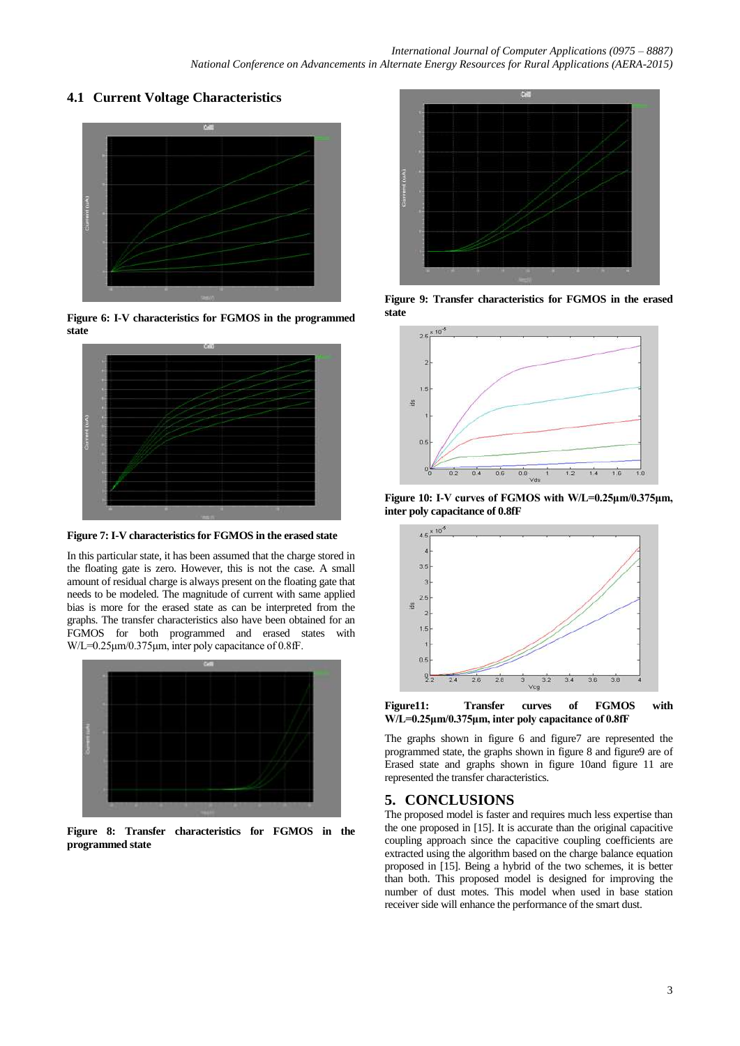### 4.1 Current Voltage Characteristics

Figure 6: I-V characteristics for FGMOS in the programmed state

Figure 7: I-V characteristics for FGMOS in the erased state

In this particular state, it has been assumed that the charge stored in the floating gate is zero. However, this is not the case. A small amount of residual charge is always present on the floating gate that needs to be modeled. The magnitude of current with same applied bias is more for the erased state as can be interpreted from the graphs. The transfer characteristics also have been obtained for an FGMOS for both programmed and erased states with W/L=0.25µm/0.375µm, inter poly capacitance of 0.8fF.

Figure 8: Transfer characteristics for FGMOS in the programmed state

Figure 9: Transfer characteristics for FGMOS in the erased state

Figure 10: I-V curves of FGMOS with W/L=0.25µm/0.375µm, inter poly capacitance of 0.8fF

Figure11: Transfer curves of FGMOS with W/L=0.25µm/0.375µm, inter poly capacitance of 0.8fF

The graphs shown in figure 6 and figure7 are represented the programmed state, the graphs shown in figure 8 and figure9 are of Erased state and graphs shown in figure 10and figure 11 are represented the transfer characteristics.

## 5. CONCLUSIONS

The proposed model is faster and requires much less expertise than the one proposed in [15]. It is accurate than the original capacitive coupling approach since the capacitive coupling coefficients are extracted using the algorithm based on the charge balance equation proposed in [15]. Being a hybrid of the two schemes, it is better than both. This proposed model is designed for improving the number of dust motes. This model when used in base station receiver side will enhance the performance of the smart dust.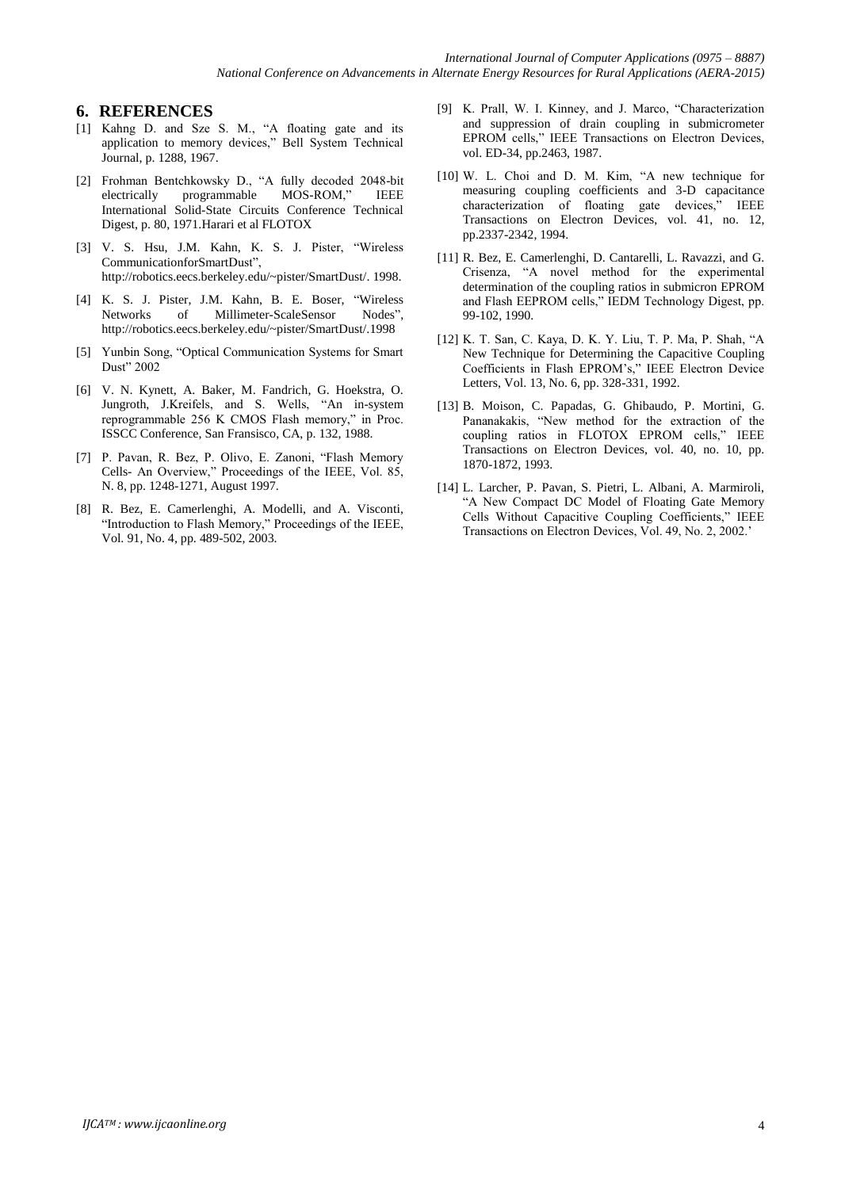## 6. REFERENCES

[1] Kahng D. and Sze S. M., "A floating gate and its application to memory devices," Bell System Technical Journal, p. 1288, 1967.

[2] Frohman Bentchkowsky D., "A fully decoded 2048-bit electrically programmable MOS-ROM," IEEE International Solid-State Circuits Conference Technical Digest, p. 80, 1971.Harari et al FLOTOX

[3] V. S. Hsu, J.M. Kahn, K. S. J. Pister, "Wireless CommunicationforSmartDust", http://robotics.eecs.berkeley.edu/~pister/SmartDust/. 1998.

[4] K. S. J. Pister, J.M. Kahn, B. E. Boser, "Wireless Networks of Millimeter-ScaleSensor Nodes", http://robotics.eecs.berkeley.edu/~pister/SmartDust/.1998

[5] Yunbin Song, "Optical Communication Systems for Smart Dust" 2002

[6] V. N. Kynett, A. Baker, M. Fandrich, G. Hoekstra, O. Jungroth, J.Kreifels, and S. Wells, "An in-system reprogrammable 256 K CMOS Flash memory," in Proc. ISSCC Conference, San Fransisco, CA, p. 132, 1988.

[7] P. Pavan, R. Bez, P. Olivo, E. Zanoni, "Flash Memory Cells- An Overview," Proceedings of the IEEE, Vol. 85, N. 8, pp. 1248-1271, August 1997.

[8] R. Bez, E. Camerlenghi, A. Modelli, and A. Visconti, "Introduction to Flash Memory," Proceedings of the IEEE, Vol. 91, No. 4, pp. 489-502, 2003.

[9] K. Prall, W. I. Kinney, and J. Marco, "Characterization and suppression of drain coupling in submicrometer EPROM cells," IEEE Transactions on Electron Devices, vol. ED-34, pp.2463, 1987.

[10] W. L. Choi and D. M. Kim, "A new technique for measuring coupling coefficients and 3-D capacitance characterization of floating gate devices," IEEE Transactions on Electron Devices, vol. 41, no. 12, pp.2337-2342, 1994.

[11] R. Bez, E. Camerlenghi, D. Cantarelli, L. Ravazzi, and G. Crisenza, "A novel method for the experimental determination of the coupling ratios in submicron EPROM and Flash EEPROM cells," IEDM Technology Digest, pp. 99-102, 1990.

[12] K. T. San, C. Kaya, D. K. Y. Liu, T. P. Ma, P. Shah, "A New Technique for Determining the Capacitive Coupling Coefficients in Flash EPROM's," IEEE Electron Device Letters, Vol. 13, No. 6, pp. 328-331, 1992.

[13] B. Moison, C. Papadas, G. Ghibaudo, P. Mortini, G. Pananakakis, "New method for the extraction of the coupling ratios in FLOTOX EPROM cells," IEEE Transactions on Electron Devices, vol. 40, no. 10, pp. 1870-1872, 1993.

[14] L. Larcher, P. Pavan, S. Pietri, L. Albani, A. Marmiroli, "A New Compact DC Model of Floating Gate Memory Cells Without Capacitive Coupling Coefficients," IEEE Transactions on Electron Devices, Vol. 49, No. 2, 2002.'